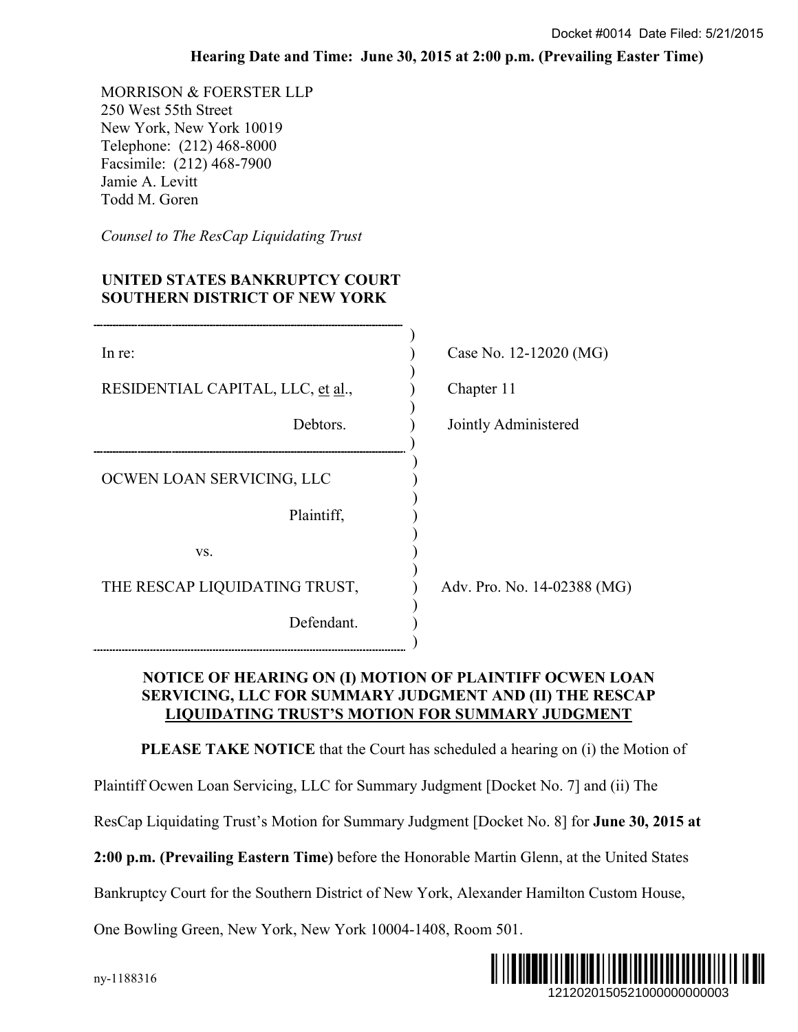Docket #0014 Date Filed: 5/21/2015

**Hearing Date and Time: June 30, 2015 at 2:00 p.m. (Prevailing Easter Time)**

MORRISON & FOERSTER LLP
250 West 55th Street
New York, New York 10019
Telephone: (212) 468-8000
Facsimile: (212) 468-7900
Jamie A. Levitt
Todd M. Goren

*Counsel to The ResCap Liquidating Trust*

**UNITED STATES BANKRUPTCY COURT**
**SOUTHERN DISTRICT OF NEW YORK**

| | |
|---|---|
| In re: | Case No. 12-12020 (MG) |
| RESIDENTIAL CAPITAL, LLC, et al., | Chapter 11 |
| Debtors. | Jointly Administered |

| | |
|---|---|
| OCWEN LOAN SERVICING, LLC | |
| Plaintiff, | |
| vs. | |
| THE RESCAP LIQUIDATING TRUST, | Adv. Pro. No. 14-02388 (MG) |
| Defendant. | |

**NOTICE OF HEARING ON (I) MOTION OF PLAINTIFF OCWEN LOAN SERVICING, LLC FOR SUMMARY JUDGMENT AND (II) THE RESCAP LIQUIDATING TRUST'S MOTION FOR SUMMARY JUDGMENT**

**PLEASE TAKE NOTICE** that the Court has scheduled a hearing on (i) the Motion of Plaintiff Ocwen Loan Servicing, LLC for Summary Judgment [Docket No. 7] and (ii) The ResCap Liquidating Trust's Motion for Summary Judgment [Docket No. 8] for **June 30, 2015 at 2:00 p.m. (Prevailing Eastern Time)** before the Honorable Martin Glenn, at the United States Bankruptcy Court for the Southern District of New York, Alexander Hamilton Custom House, One Bowling Green, New York, New York 10004-1408, Room 501.

ny-1188316

1212020150521000000000003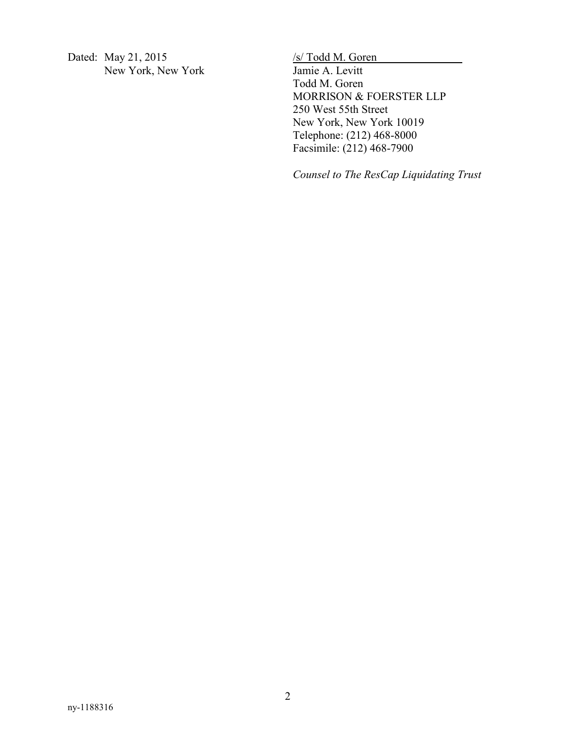Dated: May 21, 2015
New York, New York

/s/ Todd M. Goren
Jamie A. Levitt
Todd M. Goren
MORRISON & FOERSTER LLP
250 West 55th Street
New York, New York 10019
Telephone: (212) 468-8000
Facsimile: (212) 468-7900

*Counsel to The ResCap Liquidating Trust*

ny-1188316